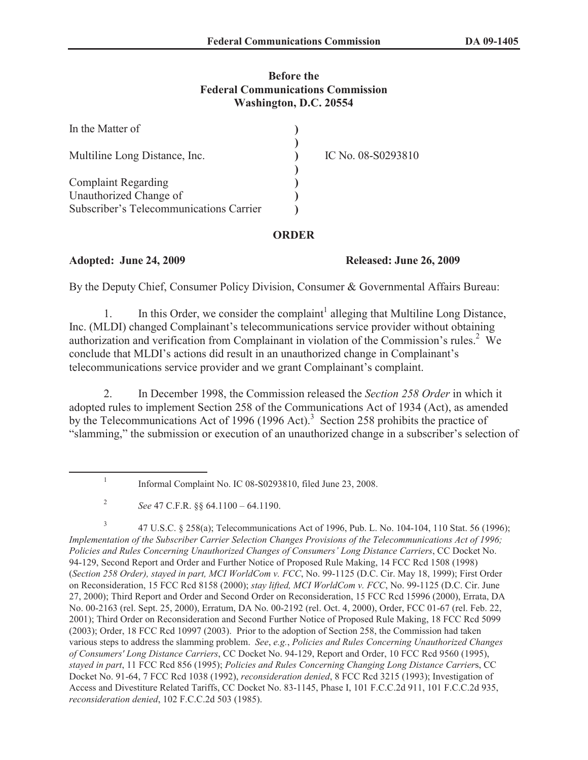**Before the**
**Federal Communications Commission**
**Washington, D.C. 20554**

| | | |
|---|---|---|
| In the Matter of | ) | |
| | ) | |
| Multiline Long Distance, Inc. | ) | IC No. 08-S0293810 |
| | ) | |
| Complaint Regarding | ) | |
| Unauthorized Change of | ) | |
| Subscriber's Telecommunications Carrier | ) | |

**ORDER**

**Adopted: June 24, 2009** **Released: June 26, 2009**

By the Deputy Chief, Consumer Policy Division, Consumer & Governmental Affairs Bureau:

1. In this Order, we consider the complaint[1] alleging that Multiline Long Distance, Inc. (MLDI) changed Complainant's telecommunications service provider without obtaining authorization and verification from Complainant in violation of the Commission's rules.[2] We conclude that MLDI's actions did result in an unauthorized change in Complainant's telecommunications service provider and we grant Complainant's complaint.

2. In December 1998, the Commission released the *Section 258 Order* in which it adopted rules to implement Section 258 of the Communications Act of 1934 (Act), as amended by the Telecommunications Act of 1996 (1996 Act).[3] Section 258 prohibits the practice of "slamming," the submission or execution of an unauthorized change in a subscriber's selection of

---

[1] Informal Complaint No. IC 08-S0293810, filed June 23, 2008.

[2] *See* 47 C.F.R. §§ 64.1100 – 64.1190.

[3] 47 U.S.C. § 258(a); Telecommunications Act of 1996, Pub. L. No. 104-104, 110 Stat. 56 (1996); *Implementation of the Subscriber Carrier Selection Changes Provisions of the Telecommunications Act of 1996; Policies and Rules Concerning Unauthorized Changes of Consumers' Long Distance Carriers*, CC Docket No. 94-129, Second Report and Order and Further Notice of Proposed Rule Making, 14 FCC Rcd 1508 (1998) (*Section 258 Order), stayed in part, MCI WorldCom v. FCC*, No. 99-1125 (D.C. Cir. May 18, 1999); First Order on Reconsideration, 15 FCC Rcd 8158 (2000); *stay lifted, MCI WorldCom v. FCC*, No. 99-1125 (D.C. Cir. June 27, 2000); Third Report and Order and Second Order on Reconsideration, 15 FCC Rcd 15996 (2000), Errata, DA No. 00-2163 (rel. Sept. 25, 2000), Erratum, DA No. 00-2192 (rel. Oct. 4, 2000), Order, FCC 01-67 (rel. Feb. 22, 2001); Third Order on Reconsideration and Second Further Notice of Proposed Rule Making, 18 FCC Rcd 5099 (2003); Order, 18 FCC Rcd 10997 (2003). Prior to the adoption of Section 258, the Commission had taken various steps to address the slamming problem. *See*, *e.g.*, *Policies and Rules Concerning Unauthorized Changes of Consumers' Long Distance Carriers*, CC Docket No. 94-129, Report and Order, 10 FCC Rcd 9560 (1995), *stayed in part*, 11 FCC Rcd 856 (1995); *Policies and Rules Concerning Changing Long Distance Carrier*s, CC Docket No. 91-64, 7 FCC Rcd 1038 (1992), *reconsideration denied*, 8 FCC Rcd 3215 (1993); Investigation of Access and Divestiture Related Tariffs, CC Docket No. 83-1145, Phase I, 101 F.C.C.2d 911, 101 F.C.C.2d 935, *reconsideration denied*, 102 F.C.C.2d 503 (1985).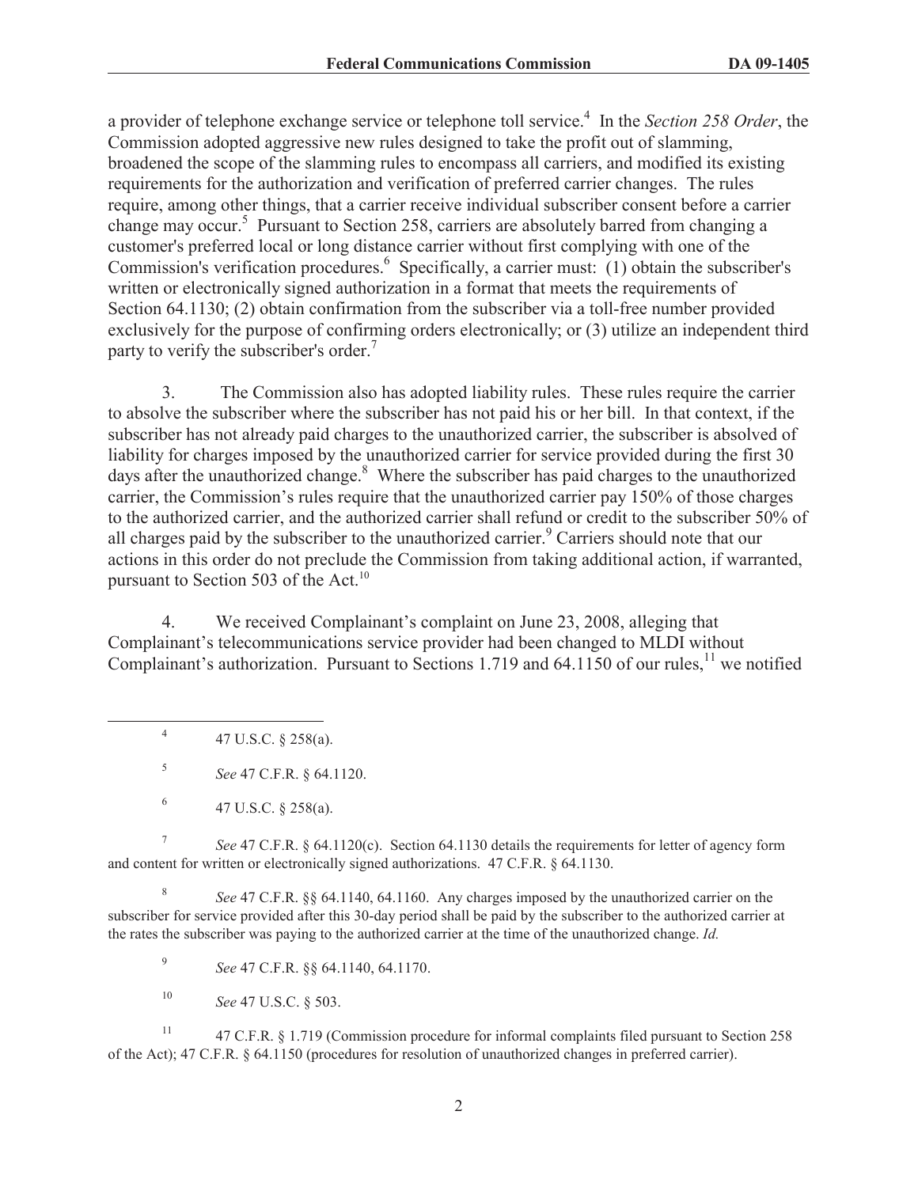a provider of telephone exchange service or telephone toll service.[4] In the *Section 258 Order*, the Commission adopted aggressive new rules designed to take the profit out of slamming, broadened the scope of the slamming rules to encompass all carriers, and modified its existing requirements for the authorization and verification of preferred carrier changes. The rules require, among other things, that a carrier receive individual subscriber consent before a carrier change may occur.[5] Pursuant to Section 258, carriers are absolutely barred from changing a customer's preferred local or long distance carrier without first complying with one of the Commission's verification procedures.[6] Specifically, a carrier must: (1) obtain the subscriber's written or electronically signed authorization in a format that meets the requirements of Section 64.1130; (2) obtain confirmation from the subscriber via a toll-free number provided exclusively for the purpose of confirming orders electronically; or (3) utilize an independent third party to verify the subscriber's order.[7]

3. The Commission also has adopted liability rules. These rules require the carrier to absolve the subscriber where the subscriber has not paid his or her bill. In that context, if the subscriber has not already paid charges to the unauthorized carrier, the subscriber is absolved of liability for charges imposed by the unauthorized carrier for service provided during the first 30 days after the unauthorized change.[8] Where the subscriber has paid charges to the unauthorized carrier, the Commission's rules require that the unauthorized carrier pay 150% of those charges to the authorized carrier, and the authorized carrier shall refund or credit to the subscriber 50% of all charges paid by the subscriber to the unauthorized carrier.[9] Carriers should note that our actions in this order do not preclude the Commission from taking additional action, if warranted, pursuant to Section 503 of the Act.[10]

4. We received Complainant's complaint on June 23, 2008, alleging that Complainant's telecommunications service provider had been changed to MLDI without Complainant's authorization. Pursuant to Sections 1.719 and 64.1150 of our rules,[11] we notified

---

[4] 47 U.S.C. § 258(a).

[5] *See* 47 C.F.R. § 64.1120.

[6] 47 U.S.C. § 258(a).

[7] *See* 47 C.F.R. § 64.1120(c). Section 64.1130 details the requirements for letter of agency form and content for written or electronically signed authorizations. 47 C.F.R. § 64.1130.

[8] *See* 47 C.F.R. §§ 64.1140, 64.1160. Any charges imposed by the unauthorized carrier on the subscriber for service provided after this 30-day period shall be paid by the subscriber to the authorized carrier at the rates the subscriber was paying to the authorized carrier at the time of the unauthorized change. *Id.*

[9] *See* 47 C.F.R. §§ 64.1140, 64.1170.

[10] *See* 47 U.S.C. § 503.

[11] 47 C.F.R. § 1.719 (Commission procedure for informal complaints filed pursuant to Section 258 of the Act); 47 C.F.R. § 64.1150 (procedures for resolution of unauthorized changes in preferred carrier).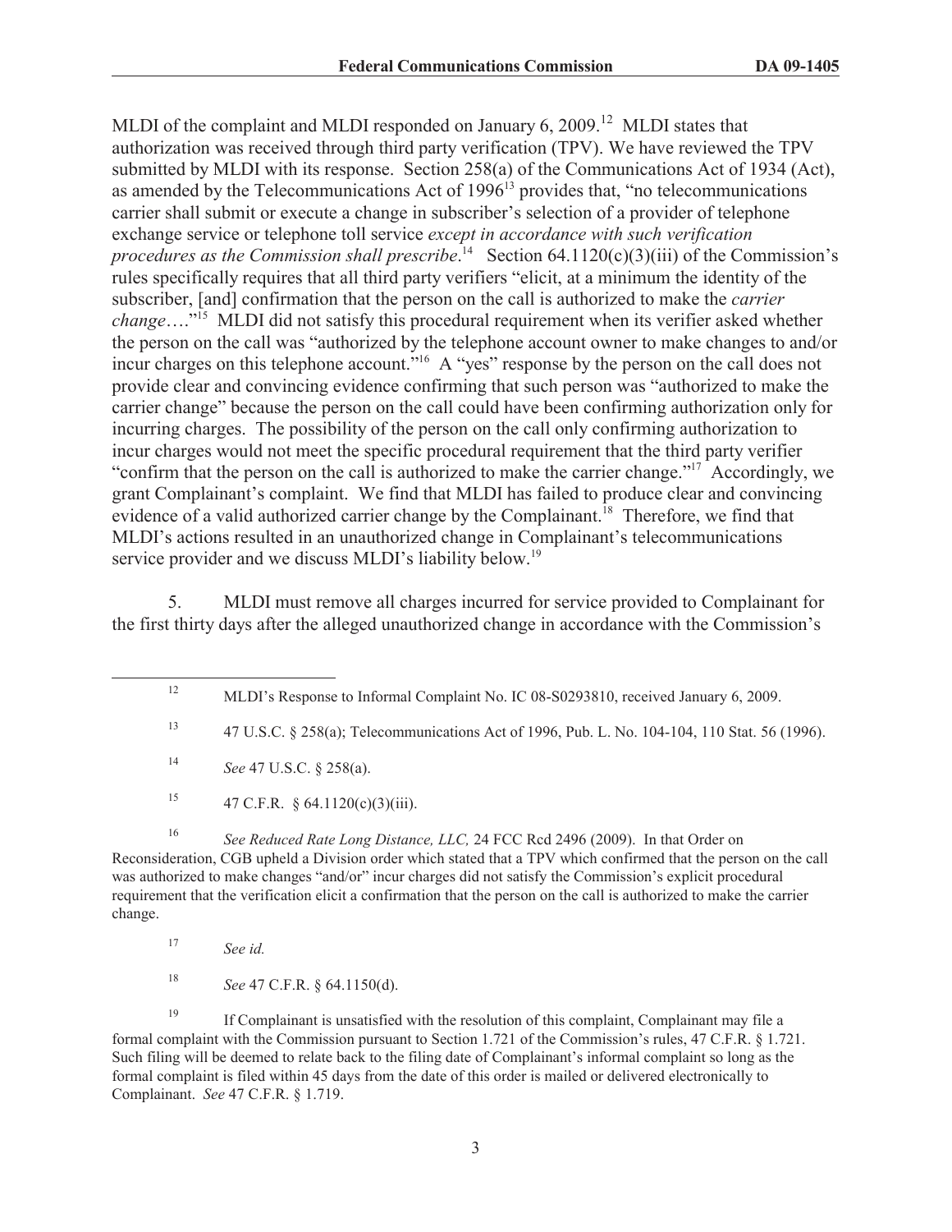MLDI of the complaint and MLDI responded on January 6, 2009.[12] MLDI states that authorization was received through third party verification (TPV). We have reviewed the TPV submitted by MLDI with its response. Section 258(a) of the Communications Act of 1934 (Act), as amended by the Telecommunications Act of 1996[13] provides that, "no telecommunications carrier shall submit or execute a change in subscriber's selection of a provider of telephone exchange service or telephone toll service *except in accordance with such verification procedures as the Commission shall prescribe*.[14] Section 64.1120(c)(3)(iii) of the Commission's rules specifically requires that all third party verifiers "elicit, at a minimum the identity of the subscriber, [and] confirmation that the person on the call is authorized to make the *carrier change*…."[15] MLDI did not satisfy this procedural requirement when its verifier asked whether the person on the call was "authorized by the telephone account owner to make changes to and/or incur charges on this telephone account."[16] A "yes" response by the person on the call does not provide clear and convincing evidence confirming that such person was "authorized to make the carrier change" because the person on the call could have been confirming authorization only for incurring charges. The possibility of the person on the call only confirming authorization to incur charges would not meet the specific procedural requirement that the third party verifier "confirm that the person on the call is authorized to make the carrier change."[17] Accordingly, we grant Complainant's complaint. We find that MLDI has failed to produce clear and convincing evidence of a valid authorized carrier change by the Complainant.[18] Therefore, we find that MLDI's actions resulted in an unauthorized change in Complainant's telecommunications service provider and we discuss MLDI's liability below.[19]

5. MLDI must remove all charges incurred for service provided to Complainant for the first thirty days after the alleged unauthorized change in accordance with the Commission's

---

[12] MLDI's Response to Informal Complaint No. IC 08-S0293810, received January 6, 2009.

[13] 47 U.S.C. § 258(a); Telecommunications Act of 1996, Pub. L. No. 104-104, 110 Stat. 56 (1996).

[14] *See* 47 U.S.C. § 258(a).

[15] 47 C.F.R. § 64.1120(c)(3)(iii).

[16] *See Reduced Rate Long Distance, LLC,* 24 FCC Rcd 2496 (2009). In that Order on Reconsideration, CGB upheld a Division order which stated that a TPV which confirmed that the person on the call was authorized to make changes "and/or" incur charges did not satisfy the Commission's explicit procedural requirement that the verification elicit a confirmation that the person on the call is authorized to make the carrier change.

[17] *See id.*

[18] *See* 47 C.F.R. § 64.1150(d).

[19] If Complainant is unsatisfied with the resolution of this complaint, Complainant may file a formal complaint with the Commission pursuant to Section 1.721 of the Commission's rules, 47 C.F.R. § 1.721. Such filing will be deemed to relate back to the filing date of Complainant's informal complaint so long as the formal complaint is filed within 45 days from the date of this order is mailed or delivered electronically to Complainant. *See* 47 C.F.R. § 1.719.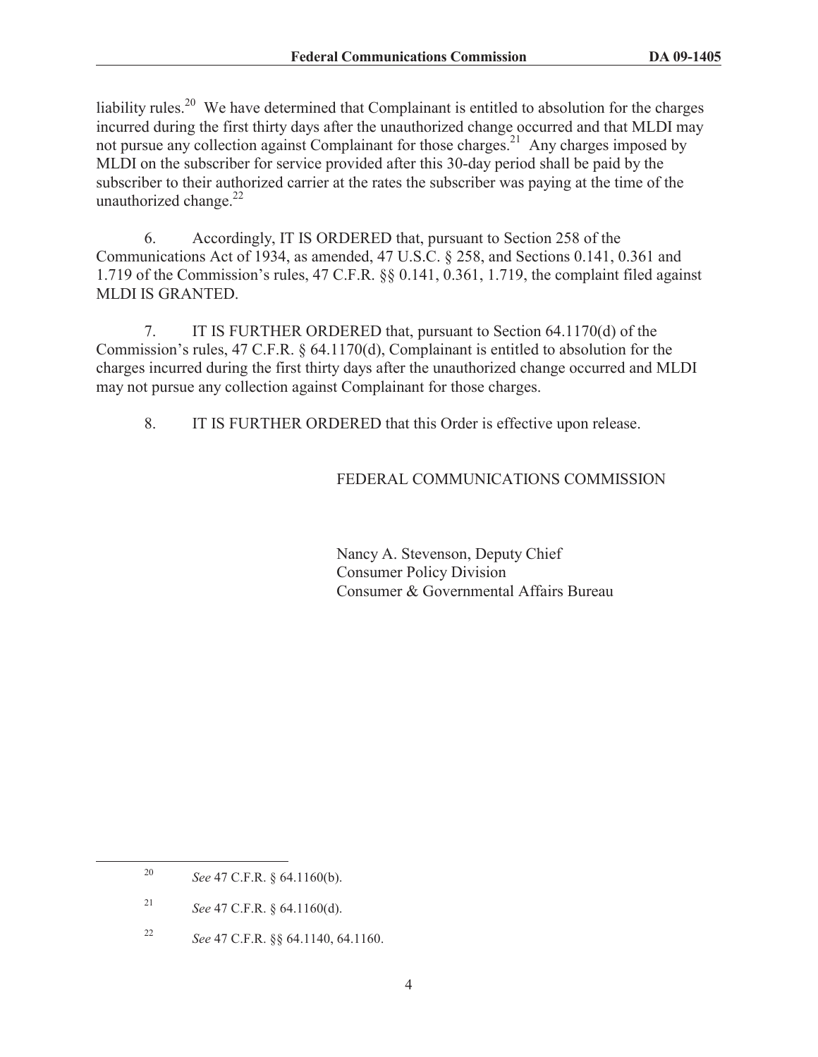liability rules.[20] We have determined that Complainant is entitled to absolution for the charges incurred during the first thirty days after the unauthorized change occurred and that MLDI may not pursue any collection against Complainant for those charges.[21] Any charges imposed by MLDI on the subscriber for service provided after this 30-day period shall be paid by the subscriber to their authorized carrier at the rates the subscriber was paying at the time of the unauthorized change.[22]

6. Accordingly, IT IS ORDERED that, pursuant to Section 258 of the Communications Act of 1934, as amended, 47 U.S.C. § 258, and Sections 0.141, 0.361 and 1.719 of the Commission's rules, 47 C.F.R. §§ 0.141, 0.361, 1.719, the complaint filed against MLDI IS GRANTED.

7. IT IS FURTHER ORDERED that, pursuant to Section 64.1170(d) of the Commission's rules, 47 C.F.R. § 64.1170(d), Complainant is entitled to absolution for the charges incurred during the first thirty days after the unauthorized change occurred and MLDI may not pursue any collection against Complainant for those charges.

8. IT IS FURTHER ORDERED that this Order is effective upon release.

FEDERAL COMMUNICATIONS COMMISSION

Nancy A. Stevenson, Deputy Chief
Consumer Policy Division
Consumer & Governmental Affairs Bureau

---

[20] *See* 47 C.F.R. § 64.1160(b).

[21] *See* 47 C.F.R. § 64.1160(d).

[22] *See* 47 C.F.R. §§ 64.1140, 64.1160.